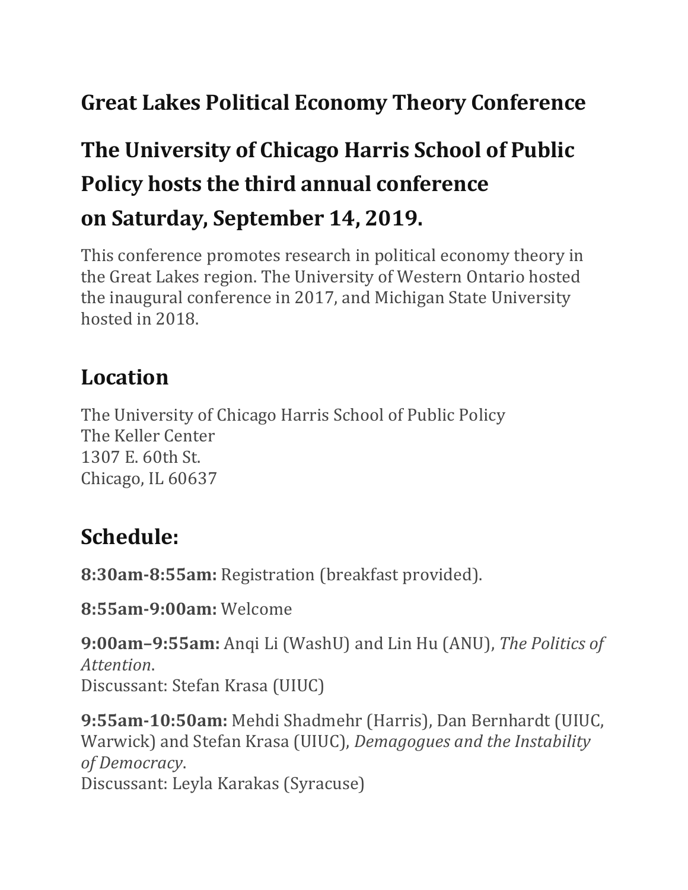# Great Lakes Political Economy Theory Conference

# The University of Chicago Harris School of Public Policy hosts the third annual conference on Saturday, September 14, 2019.

This conference promotes research in political economy theory in the Great Lakes region. The University of Western Ontario hosted the inaugural conference in 2017, and Michigan State University hosted in 2018.

## Location

The University of Chicago Harris School of Public Policy
The Keller Center
1307 E. 60th St.
Chicago, IL 60637

## Schedule:

**8:30am-8:55am:** Registration (breakfast provided).

**8:55am-9:00am:** Welcome

**9:00am–9:55am:** Anqi Li (WashU) and Lin Hu (ANU), *The Politics of Attention*.
Discussant: Stefan Krasa (UIUC)

**9:55am-10:50am:** Mehdi Shadmehr (Harris), Dan Bernhardt (UIUC, Warwick) and Stefan Krasa (UIUC), *Demagogues and the Instability of Democracy*.
Discussant: Leyla Karakas (Syracuse)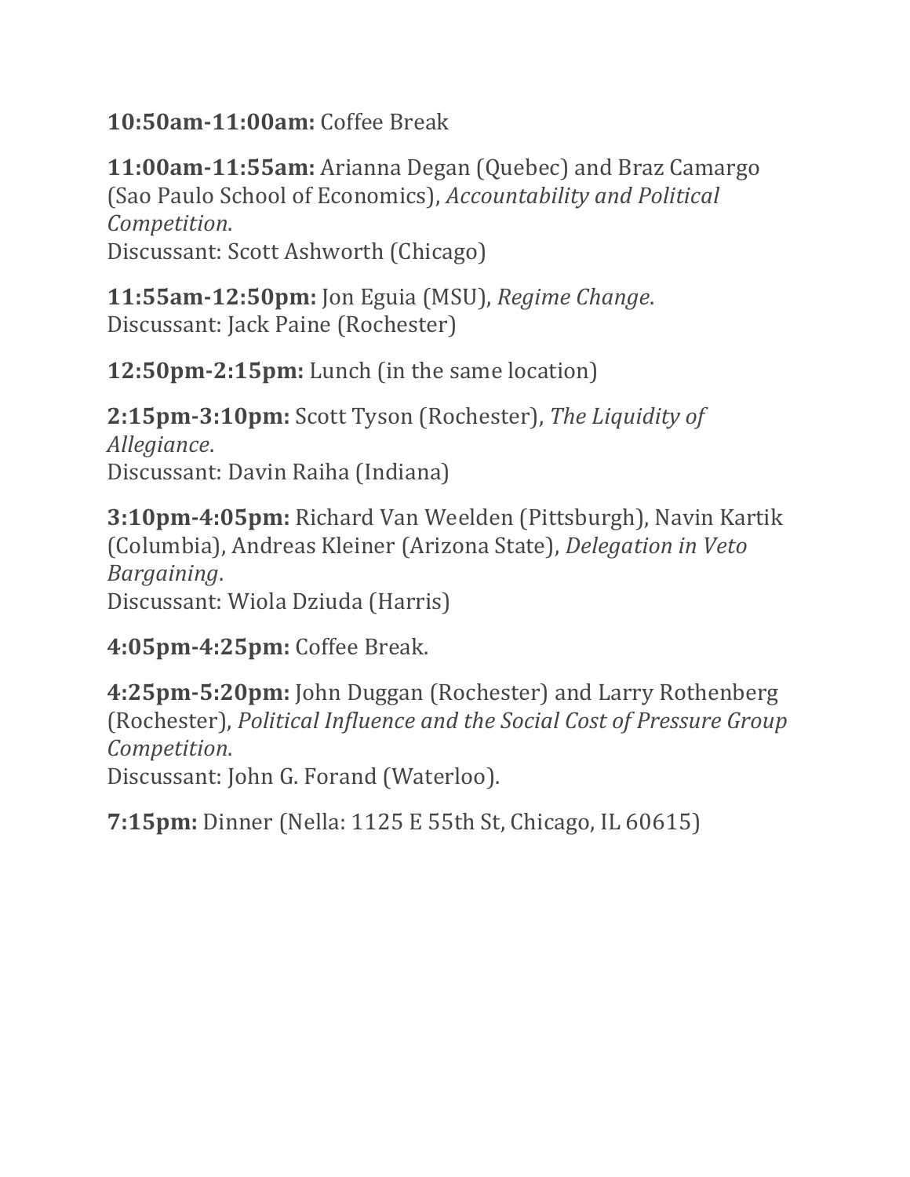**10:50am-11:00am:** Coffee Break

**11:00am-11:55am:** Arianna Degan (Quebec) and Braz Camargo (Sao Paulo School of Economics), *Accountability and Political Competition*.
Discussant: Scott Ashworth (Chicago)

**11:55am-12:50pm:** Jon Eguia (MSU), *Regime Change*.
Discussant: Jack Paine (Rochester)

**12:50pm-2:15pm:** Lunch (in the same location)

**2:15pm-3:10pm:** Scott Tyson (Rochester), *The Liquidity of Allegiance*.
Discussant: Davin Raiha (Indiana)

**3:10pm-4:05pm:** Richard Van Weelden (Pittsburgh), Navin Kartik (Columbia), Andreas Kleiner (Arizona State), *Delegation in Veto Bargaining*.
Discussant: Wiola Dziuda (Harris)

**4:05pm-4:25pm:** Coffee Break.

**4:25pm-5:20pm:** John Duggan (Rochester) and Larry Rothenberg (Rochester), *Political Influence and the Social Cost of Pressure Group Competition*.
Discussant: John G. Forand (Waterloo).

**7:15pm:** Dinner (Nella: 1125 E 55th St, Chicago, IL 60615)